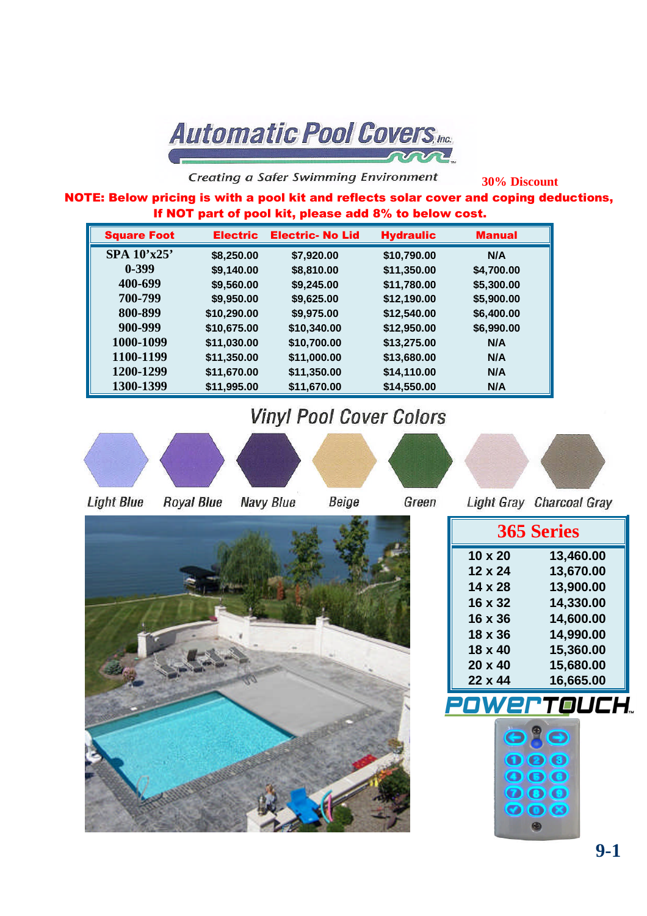# Automatic Pool Covers, Inc.

*Creating a Safer Swimming Environment*

**30% Discount**

**NOTE: Below pricing is with a pool kit and reflects solar cover and coping deductions, If NOT part of pool kit, please add 8% to below cost.**

| Square Foot | Electric | Electric- No Lid | Hydraulic | Manual |
|---|---|---|---|---|
| SPA 10'x25' | $8,250.00 | $7,920.00 | $10,790.00 | N/A |
| 0-399 | $9,140.00 | $8,810.00 | $11,350.00 | $4,700.00 |
| 400-699 | $9,560.00 | $9,245.00 | $11,780.00 | $5,300.00 |
| 700-799 | $9,950.00 | $9,625.00 | $12,190.00 | $5,900.00 |
| 800-899 | $10,290.00 | $9,975.00 | $12,540.00 | $6,400.00 |
| 900-999 | $10,675.00 | $10,340.00 | $12,950.00 | $6,990.00 |
| 1000-1099 | $11,030.00 | $10,700.00 | $13,275.00 | N/A |
| 1100-1199 | $11,350.00 | $11,000.00 | $13,680.00 | N/A |
| 1200-1299 | $11,670.00 | $11,350.00 | $14,110.00 | N/A |
| 1300-1399 | $11,995.00 | $11,670.00 | $14,550.00 | N/A |

## Vinyl Pool Cover Colors

Light Blue, Royal Blue, Navy Blue, Beige, Green, Light Gray, Charcoal Gray

| 365 Series | |
|---|---|
| 10 x 20 | 13,460.00 |
| 12 x 24 | 13,670.00 |
| 14 x 28 | 13,900.00 |
| 16 x 32 | 14,330.00 |
| 16 x 36 | 14,600.00 |
| 18 x 36 | 14,990.00 |
| 18 x 40 | 15,360.00 |
| 20 x 40 | 15,680.00 |
| 22 x 44 | 16,665.00 |

POWERTOUCH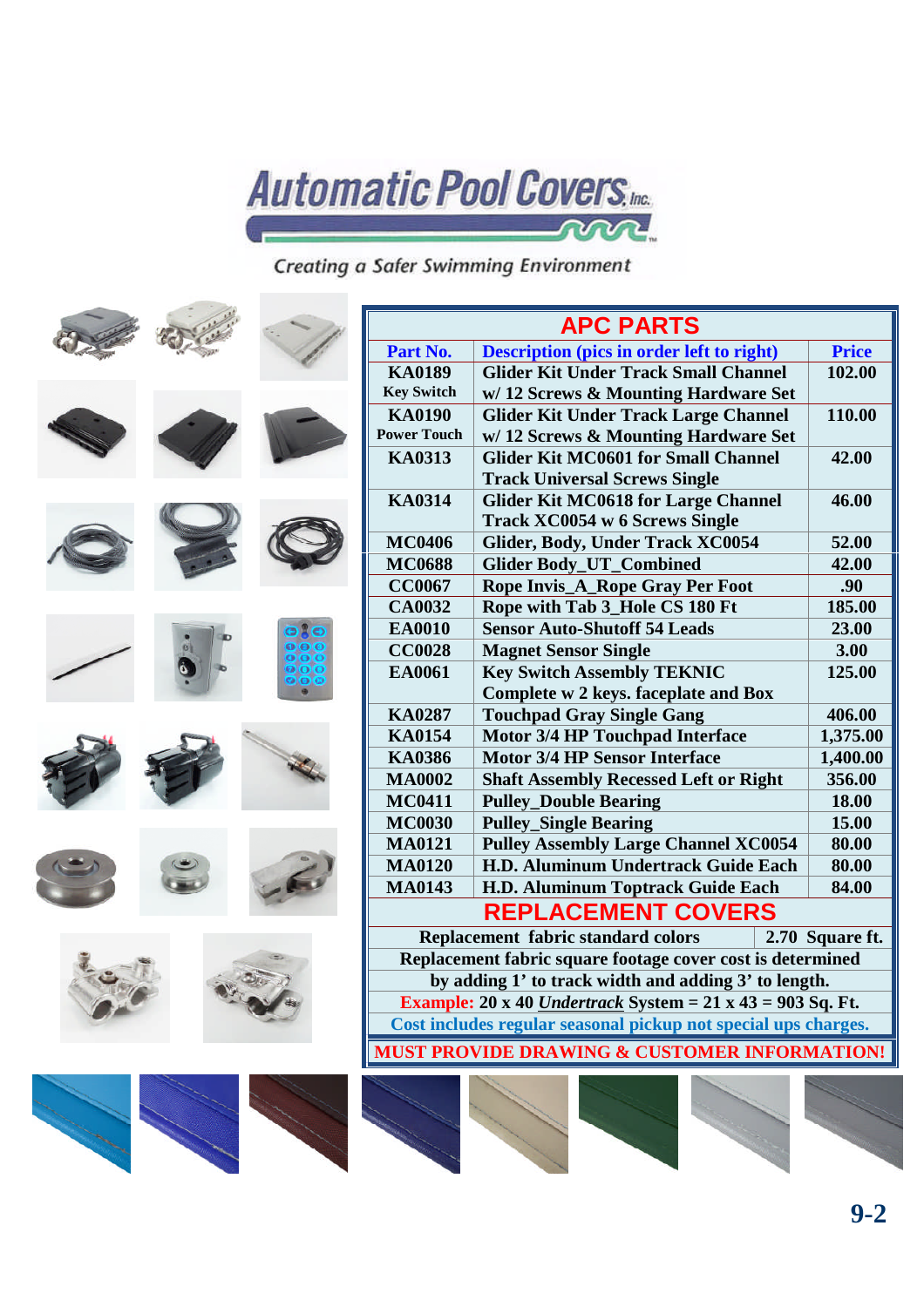# Automatic Pool Covers, Inc.

Creating a Safer Swimming Environment

## APC PARTS

| Part No. | Description (pics in order left to right) | Price |
|---|---|---|
| KA0189 Key Switch | Glider Kit Under Track Small Channel w/ 12 Screws & Mounting Hardware Set | 102.00 |
| KA0190 Power Touch | Glider Kit Under Track Large Channel w/ 12 Screws & Mounting Hardware Set | 110.00 |
| KA0313 | Glider Kit MC0601 for Small Channel Track Universal Screws Single | 42.00 |
| KA0314 | Glider Kit MC0618 for Large Channel Track XC0054 w 6 Screws Single | 46.00 |
| MC0406 | Glider, Body, Under Track XC0054 | 52.00 |
| MC0688 | Glider Body_UT_Combined | 42.00 |
| CC0067 | Rope Invis_A_Rope Gray Per Foot | .90 |
| CA0032 | Rope with Tab 3_Hole CS 180 Ft | 185.00 |
| EA0010 | Sensor Auto-Shutoff 54 Leads | 23.00 |
| CC0028 | Magnet Sensor Single | 3.00 |
| EA0061 | Key Switch Assembly TEKNIC Complete w 2 keys. faceplate and Box | 125.00 |
| KA0287 | Touchpad Gray Single Gang | 406.00 |
| KA0154 | Motor 3/4 HP Touchpad Interface | 1,375.00 |
| KA0386 | Motor 3/4 HP Sensor Interface | 1,400.00 |
| MA0002 | Shaft Assembly Recessed Left or Right | 356.00 |
| MC0411 | Pulley_Double Bearing | 18.00 |
| MC0030 | Pulley_Single Bearing | 15.00 |
| MA0121 | Pulley Assembly Large Channel XC0054 | 80.00 |
| MA0120 | H.D. Aluminum Undertrack Guide Each | 80.00 |
| MA0143 | H.D. Aluminum Toptrack Guide Each | 84.00 |

## REPLACEMENT COVERS

| Replacement fabric standard colors | 2.70 Square ft. |
|---|---|

Replacement fabric square footage cover cost is determined by adding 1' to track width and adding 3' to length.

**Example:** 20 x 40 *Undertrack* System = 21 x 43 = 903 Sq. Ft.

Cost includes regular seasonal pickup not special ups charges.

**MUST PROVIDE DRAWING & CUSTOMER INFORMATION!**